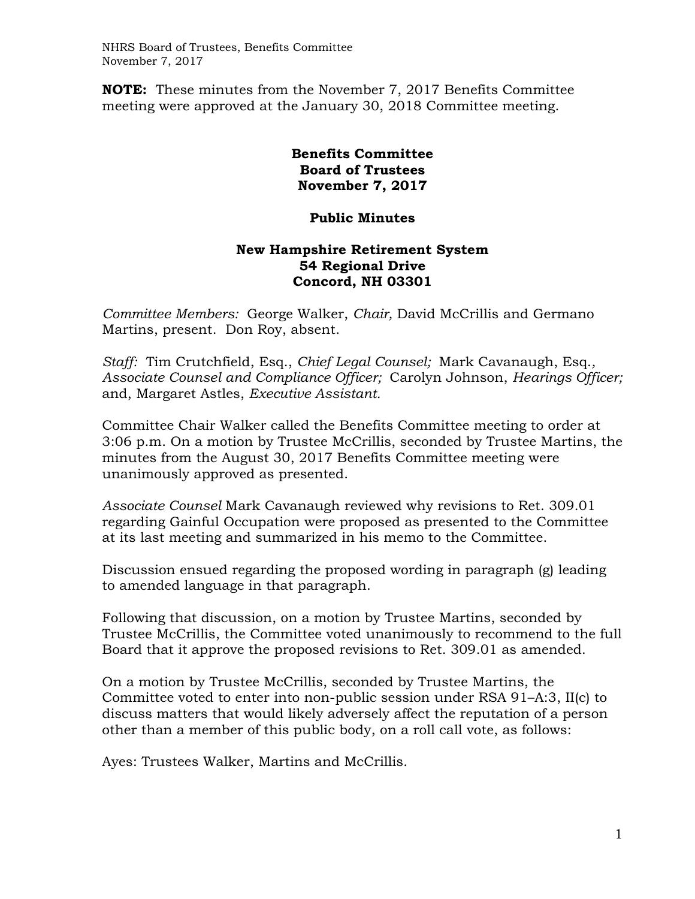**NOTE:** These minutes from the November 7, 2017 Benefits Committee meeting were approved at the January 30, 2018 Committee meeting.

**Benefits Committee**
**Board of Trustees**
**November 7, 2017**

**Public Minutes**

**New Hampshire Retirement System**
**54 Regional Drive**
**Concord, NH 03301**

*Committee Members:* George Walker, *Chair,* David McCrillis and Germano Martins, present. Don Roy, absent.

*Staff:* Tim Crutchfield, Esq., *Chief Legal Counsel;* Mark Cavanaugh, Esq., *Associate Counsel and Compliance Officer;* Carolyn Johnson, *Hearings Officer;* and, Margaret Astles, *Executive Assistant.*

Committee Chair Walker called the Benefits Committee meeting to order at 3:06 p.m. On a motion by Trustee McCrillis, seconded by Trustee Martins, the minutes from the August 30, 2017 Benefits Committee meeting were unanimously approved as presented.

*Associate Counsel* Mark Cavanaugh reviewed why revisions to Ret. 309.01 regarding Gainful Occupation were proposed as presented to the Committee at its last meeting and summarized in his memo to the Committee.

Discussion ensued regarding the proposed wording in paragraph (g) leading to amended language in that paragraph.

Following that discussion, on a motion by Trustee Martins, seconded by Trustee McCrillis, the Committee voted unanimously to recommend to the full Board that it approve the proposed revisions to Ret. 309.01 as amended.

On a motion by Trustee McCrillis, seconded by Trustee Martins, the Committee voted to enter into non-public session under RSA 91–A:3, II(c) to discuss matters that would likely adversely affect the reputation of a person other than a member of this public body, on a roll call vote, as follows:

Ayes: Trustees Walker, Martins and McCrillis.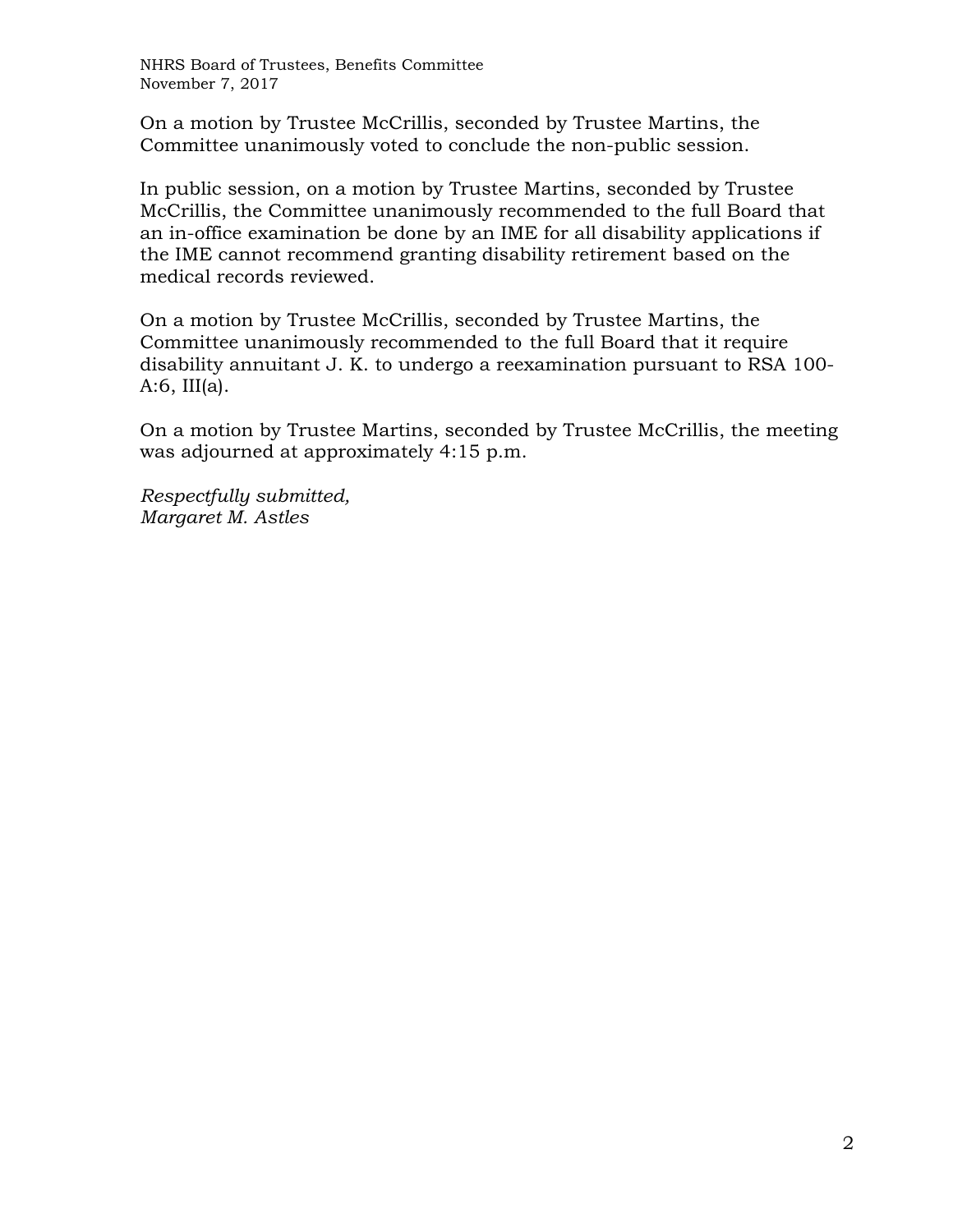On a motion by Trustee McCrillis, seconded by Trustee Martins, the Committee unanimously voted to conclude the non-public session.

In public session, on a motion by Trustee Martins, seconded by Trustee McCrillis, the Committee unanimously recommended to the full Board that an in-office examination be done by an IME for all disability applications if the IME cannot recommend granting disability retirement based on the medical records reviewed.

On a motion by Trustee McCrillis, seconded by Trustee Martins, the Committee unanimously recommended to the full Board that it require disability annuitant J. K. to undergo a reexamination pursuant to RSA 100-A:6, III(a).

On a motion by Trustee Martins, seconded by Trustee McCrillis, the meeting was adjourned at approximately 4:15 p.m.

*Respectfully submitted,*
*Margaret M. Astles*